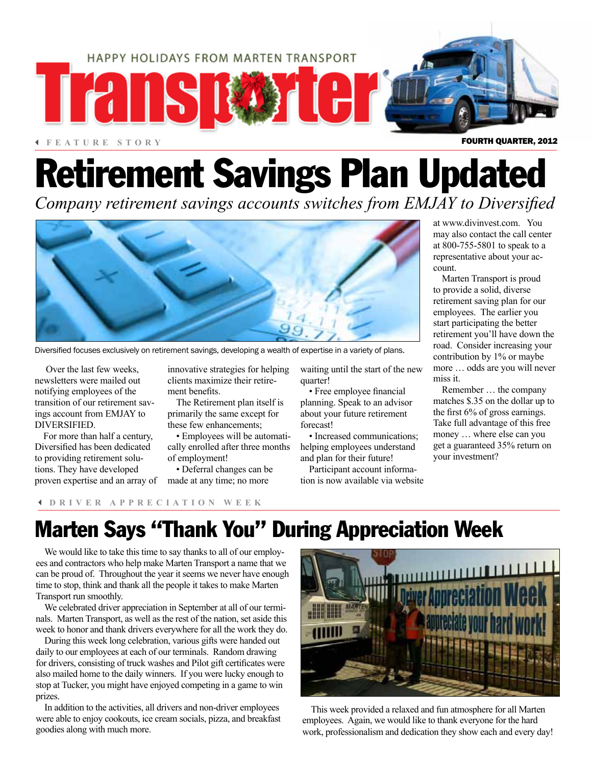HAPPY HOLIDAYS FROM MARTEN TRANSPORT

# Transporter

FEATURE STORY

FOURTH QUARTER, 2012

# Retirement Savings Plan Updated

*Company retirement savings accounts switches from EMJAY to Diversified*

Diversified focuses exclusively on retirement savings, developing a wealth of expertise in a variety of plans.

Over the last few weeks, newsletters were mailed out notifying employees of the transition of our retirement savings account from EMJAY to DIVERSIFIED.

For more than half a century, Diversified has been dedicated to providing retirement solutions. They have developed proven expertise and an array of innovative strategies for helping clients maximize their retirement benefits.

The Retirement plan itself is primarily the same except for these few enhancements;

- Employees will be automatically enrolled after three months of employment!
- Deferral changes can be made at any time; no more waiting until the start of the new quarter!
- Free employee financial planning. Speak to an advisor about your future retirement forecast!
- Increased communications; helping employees understand and plan for their future!

Participant account information is now available via website at www.divinvest.com. You may also contact the call center at 800-755-5801 to speak to a representative about your account.

Marten Transport is proud to provide a solid, diverse retirement saving plan for our employees. The earlier you start participating the better retirement you'll have down the road. Consider increasing your contribution by 1% or maybe more … odds are you will never miss it.

Remember … the company matches $.35 on the dollar up to the first 6% of gross earnings. Take full advantage of this free money … where else can you get a guaranteed 35% return on your investment?

DRIVER APPRECIATION WEEK

# Marten Says "Thank You" During Appreciation Week

We would like to take this time to say thanks to all of our employees and contractors who help make Marten Transport a name that we can be proud of. Throughout the year it seems we never have enough time to stop, think and thank all the people it takes to make Marten Transport run smoothly.

We celebrated driver appreciation in September at all of our terminals. Marten Transport, as well as the rest of the nation, set aside this week to honor and thank drivers everywhere for all the work they do.

During this week long celebration, various gifts were handed out daily to our employees at each of our terminals. Random drawing for drivers, consisting of truck washes and Pilot gift certificates were also mailed home to the daily winners. If you were lucky enough to stop at Tucker, you might have enjoyed competing in a game to win prizes.

In addition to the activities, all drivers and non-driver employees were able to enjoy cookouts, ice cream socials, pizza, and breakfast goodies along with much more.

This week provided a relaxed and fun atmosphere for all Marten employees. Again, we would like to thank everyone for the hard work, professionalism and dedication they show each and every day!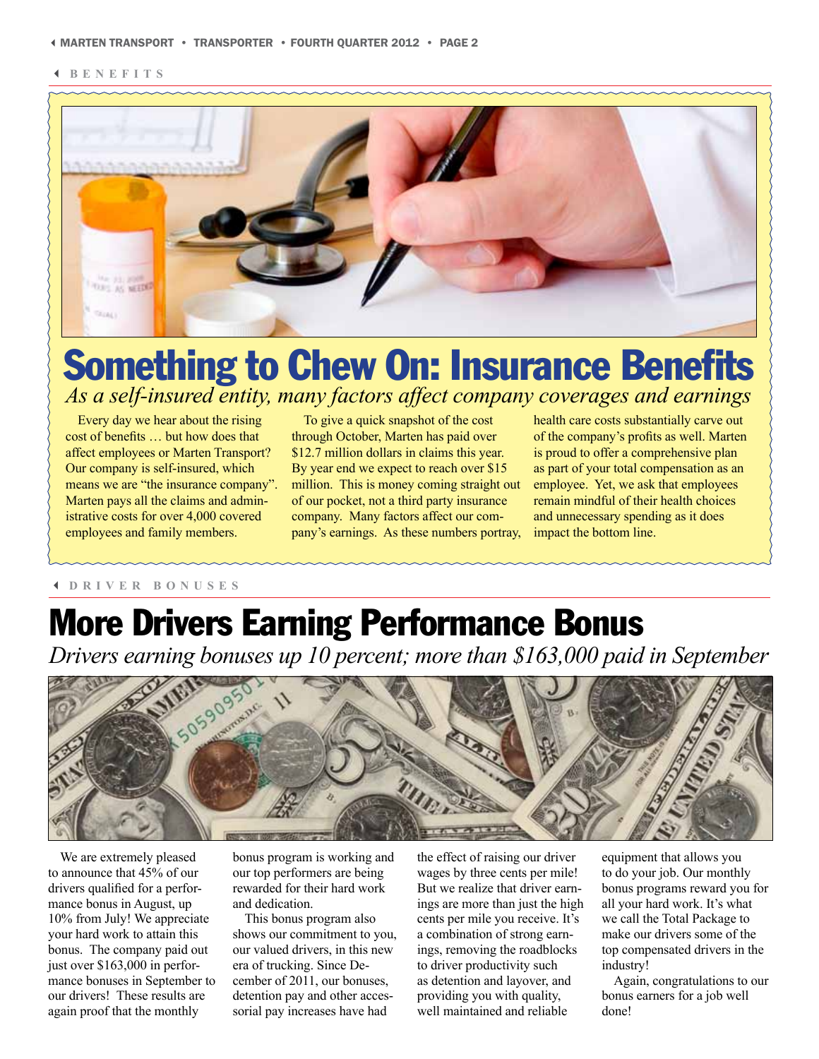BENEFITS

# Something to Chew On: Insurance Benefits

*As a self-insured entity, many factors affect company coverages and earnings*

Every day we hear about the rising cost of benefits … but how does that affect employees or Marten Transport? Our company is self-insured, which means we are "the insurance company". Marten pays all the claims and administrative costs for over 4,000 covered employees and family members.

To give a quick snapshot of the cost through October, Marten has paid over $12.7 million dollars in claims this year. By year end we expect to reach over $15 million. This is money coming straight out of our pocket, not a third party insurance company. Many factors affect our company's earnings. As these numbers portray, health care costs substantially carve out of the company's profits as well. Marten is proud to offer a comprehensive plan as part of your total compensation as an employee. Yet, we ask that employees remain mindful of their health choices and unnecessary spending as it does impact the bottom line.

DRIVER BONUSES

# More Drivers Earning Performance Bonus

*Drivers earning bonuses up 10 percent; more than $163,000 paid in September*

We are extremely pleased to announce that 45% of our drivers qualified for a performance bonus in August, up 10% from July! We appreciate your hard work to attain this bonus. The company paid out just over $163,000 in performance bonuses in September to our drivers! These results are again proof that the monthly bonus program is working and our top performers are being rewarded for their hard work and dedication.

This bonus program also shows our commitment to you, our valued drivers, in this new era of trucking. Since December of 2011, our bonuses, detention pay and other accessorial pay increases have had the effect of raising our driver wages by three cents per mile! But we realize that driver earnings are more than just the high cents per mile you receive. It's a combination of strong earnings, removing the roadblocks to driver productivity such as detention and layover, and providing you with quality, well maintained and reliable equipment that allows you to do your job. Our monthly bonus programs reward you for all your hard work. It's what we call the Total Package to make our drivers some of the top compensated drivers in the industry!

Again, congratulations to our bonus earners for a job well done!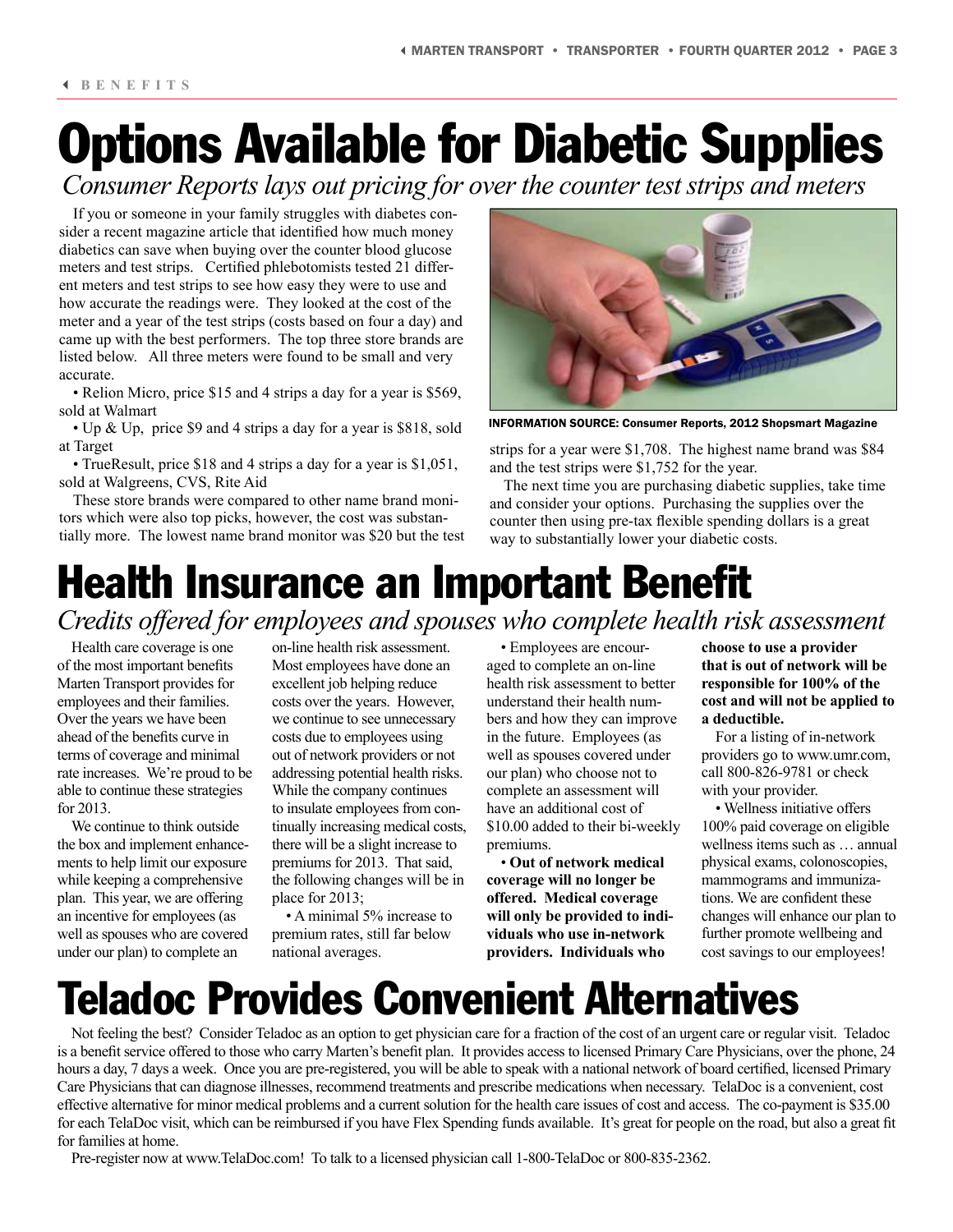BENEFITS

# Options Available for Diabetic Supplies

*Consumer Reports lays out pricing for over the counter test strips and meters*

If you or someone in your family struggles with diabetes consider a recent magazine article that identified how much money diabetics can save when buying over the counter blood glucose meters and test strips. Certified phlebotomists tested 21 different meters and test strips to see how easy they were to use and how accurate the readings were. They looked at the cost of the meter and a year of the test strips (costs based on four a day) and came up with the best performers. The top three store brands are listed below. All three meters were found to be small and very accurate.

- Relion Micro, price $15 and 4 strips a day for a year is $569, sold at Walmart
- Up & Up, price $9 and 4 strips a day for a year is $818, sold at Target
- TrueResult, price $18 and 4 strips a day for a year is $1,051, sold at Walgreens, CVS, Rite Aid

These store brands were compared to other name brand monitors which were also top picks, however, the cost was substantially more. The lowest name brand monitor was $20 but the test strips for a year were $1,708. The highest name brand was $84 and the test strips were $1,752 for the year.

INFORMATION SOURCE: Consumer Reports, 2012 Shopsmart Magazine

The next time you are purchasing diabetic supplies, take time and consider your options. Purchasing the supplies over the counter then using pre-tax flexible spending dollars is a great way to substantially lower your diabetic costs.

# Health Insurance an Important Benefit

*Credits offered for employees and spouses who complete health risk assessment*

Health care coverage is one of the most important benefits Marten Transport provides for employees and their families. Over the years we have been ahead of the benefits curve in terms of coverage and minimal rate increases. We're proud to be able to continue these strategies for 2013.

We continue to think outside the box and implement enhancements to help limit our exposure while keeping a comprehensive plan. This year, we are offering an incentive for employees (as well as spouses who are covered under our plan) to complete an on-line health risk assessment. Most employees have done an excellent job helping reduce costs over the years. However, we continue to see unnecessary costs due to employees using out of network providers or not addressing potential health risks. While the company continues to insulate employees from continually increasing medical costs, there will be a slight increase to premiums for 2013. That said, the following changes will be in place for 2013;

- A minimal 5% increase to premium rates, still far below national averages.
- Employees are encouraged to complete an on-line health risk assessment to better understand their health numbers and how they can improve in the future. Employees (as well as spouses covered under our plan) who choose not to complete an assessment will have an additional cost of $10.00 added to their bi-weekly premiums.
- **Out of network medical coverage will no longer be offered. Medical coverage will only be provided to individuals who use in-network providers. Individuals who choose to use a provider that is out of network will be responsible for 100% of the cost and will not be applied to a deductible.**

For a listing of in-network providers go to www.umr.com, call 800-826-9781 or check with your provider.

- Wellness initiative offers 100% paid coverage on eligible wellness items such as … annual physical exams, colonoscopies, mammograms and immunizations. We are confident these changes will enhance our plan to further promote wellbeing and cost savings to our employees!

# Teladoc Provides Convenient Alternatives

Not feeling the best? Consider Teladoc as an option to get physician care for a fraction of the cost of an urgent care or regular visit. Teladoc is a benefit service offered to those who carry Marten's benefit plan. It provides access to licensed Primary Care Physicians, over the phone, 24 hours a day, 7 days a week. Once you are pre-registered, you will be able to speak with a national network of board certified, licensed Primary Care Physicians that can diagnose illnesses, recommend treatments and prescribe medications when necessary. TelaDoc is a convenient, cost effective alternative for minor medical problems and a current solution for the health care issues of cost and access. The co-payment is $35.00 for each TelaDoc visit, which can be reimbursed if you have Flex Spending funds available. It's great for people on the road, but also a great fit for families at home.

Pre-register now at www.TelaDoc.com! To talk to a licensed physician call 1-800-TelaDoc or 800-835-2362.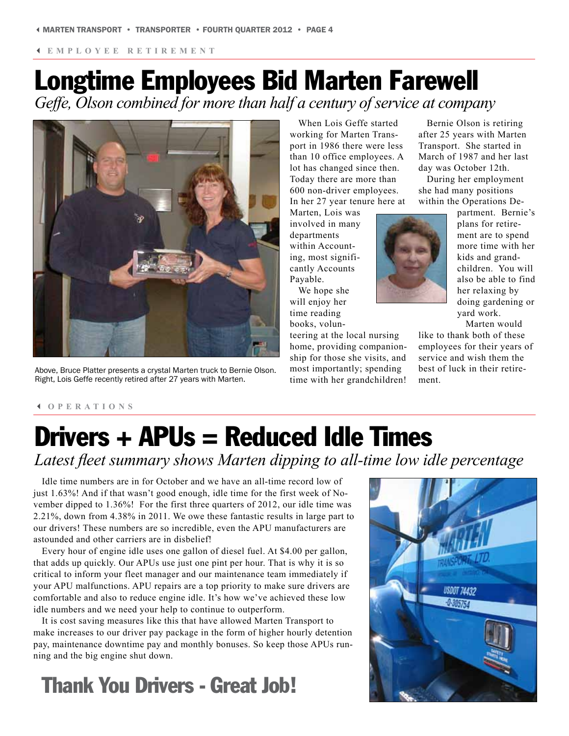EMPLOYEE RETIREMENT

# Longtime Employees Bid Marten Farewell

*Geffe, Olson combined for more than half a century of service at company*

Above, Bruce Platter presents a crystal Marten truck to Bernie Olson. Right, Lois Geffe recently retired after 27 years with Marten.

When Lois Geffe started working for Marten Transport in 1986 there were less than 10 office employees. A lot has changed since then. Today there are more than 600 non-driver employees. In her 27 year tenure here at Marten, Lois was involved in many departments within Accounting, most significantly Accounts Payable.

We hope she will enjoy her time reading books, volunteering at the local nursing home, providing companionship for those she visits, and most importantly; spending time with her grandchildren!

Bernie Olson is retiring after 25 years with Marten Transport. She started in March of 1987 and her last day was October 12th.

During her employment she had many positions within the Operations Department. Bernie's plans for retirement are to spend more time with her kids and grandchildren. You will also be able to find her relaxing by doing gardening or yard work.

Marten would like to thank both of these employees for their years of service and wish them the best of luck in their retirement.

OPERATIONS

# Drivers + APUs = Reduced Idle Times

*Latest fleet summary shows Marten dipping to all-time low idle percentage*

Idle time numbers are in for October and we have an all-time record low of just 1.63%! And if that wasn't good enough, idle time for the first week of November dipped to 1.36%! For the first three quarters of 2012, our idle time was 2.21%, down from 4.38% in 2011. We owe these fantastic results in large part to our drivers! These numbers are so incredible, even the APU manufacturers are astounded and other carriers are in disbelief!

Every hour of engine idle uses one gallon of diesel fuel. At $4.00 per gallon, that adds up quickly. Our APUs use just one pint per hour. That is why it is so critical to inform your fleet manager and our maintenance team immediately if your APU malfunctions. APU repairs are a top priority to make sure drivers are comfortable and also to reduce engine idle. It's how we've achieved these low idle numbers and we need your help to continue to outperform.

It is cost saving measures like this that have allowed Marten Transport to make increases to our driver pay package in the form of higher hourly detention pay, maintenance downtime pay and monthly bonuses. So keep those APUs running and the big engine shut down.

## Thank You Drivers - Great Job!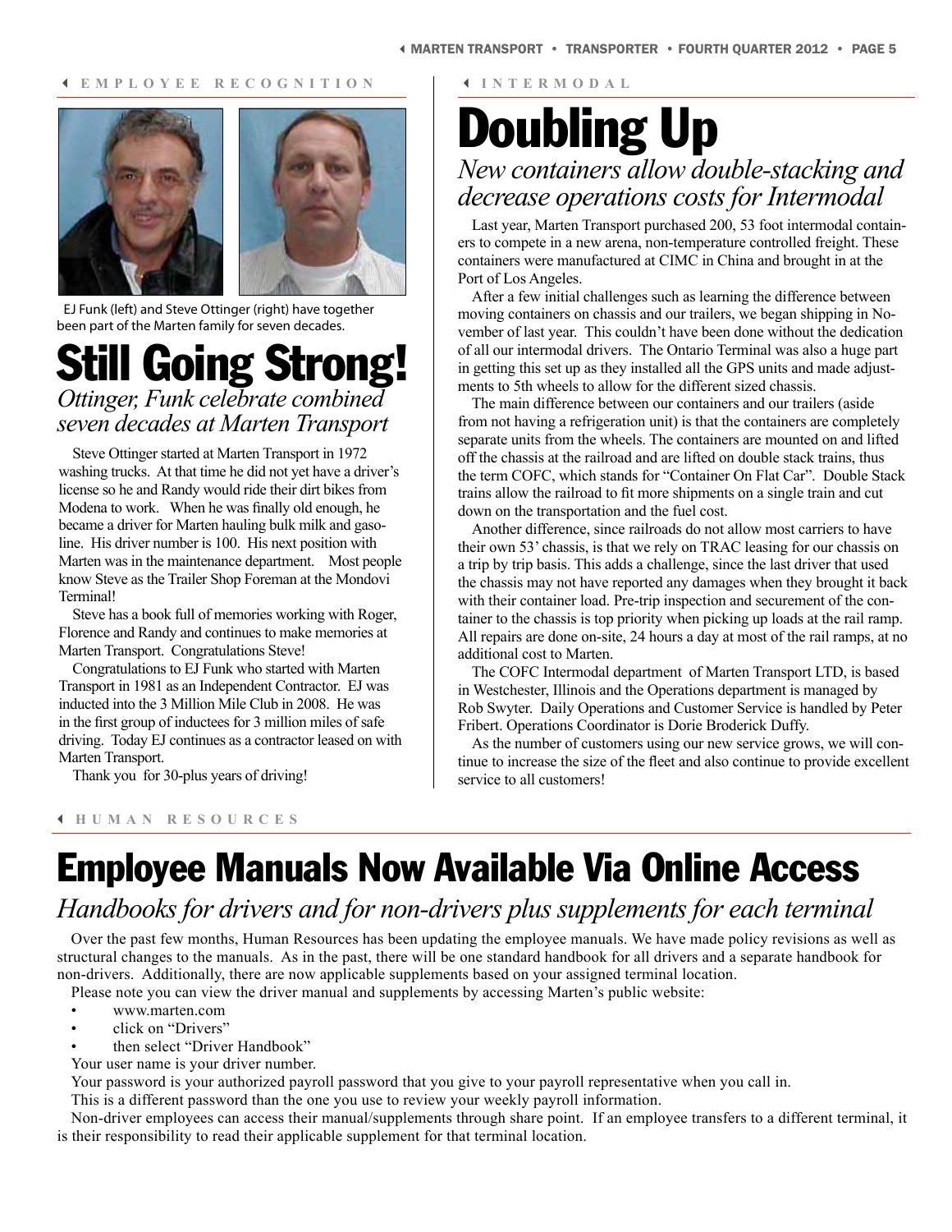EMPLOYEE RECOGNITION

EJ Funk (left) and Steve Ottinger (right) have together been part of the Marten family for seven decades.

# Still Going Strong!

*Ottinger, Funk celebrate combined seven decades at Marten Transport*

Steve Ottinger started at Marten Transport in 1972 washing trucks. At that time he did not yet have a driver's license so he and Randy would ride their dirt bikes from Modena to work. When he was finally old enough, he became a driver for Marten hauling bulk milk and gasoline. His driver number is 100. His next position with Marten was in the maintenance department. Most people know Steve as the Trailer Shop Foreman at the Mondovi Terminal!

Steve has a book full of memories working with Roger, Florence and Randy and continues to make memories at Marten Transport. Congratulations Steve!

Congratulations to EJ Funk who started with Marten Transport in 1981 as an Independent Contractor. EJ was inducted into the 3 Million Mile Club in 2008. He was in the first group of inductees for 3 million miles of safe driving. Today EJ continues as a contractor leased on with Marten Transport.

Thank you for 30-plus years of driving!

INTERMODAL

# Doubling Up

*New containers allow double-stacking and decrease operations costs for Intermodal*

Last year, Marten Transport purchased 200, 53 foot intermodal containers to compete in a new arena, non-temperature controlled freight. These containers were manufactured at CIMC in China and brought in at the Port of Los Angeles.

After a few initial challenges such as learning the difference between moving containers on chassis and our trailers, we began shipping in November of last year. This couldn't have been done without the dedication of all our intermodal drivers. The Ontario Terminal was also a huge part in getting this set up as they installed all the GPS units and made adjustments to 5th wheels to allow for the different sized chassis.

The main difference between our containers and our trailers (aside from not having a refrigeration unit) is that the containers are completely separate units from the wheels. The containers are mounted on and lifted off the chassis at the railroad and are lifted on double stack trains, thus the term COFC, which stands for "Container On Flat Car". Double Stack trains allow the railroad to fit more shipments on a single train and cut down on the transportation and the fuel cost.

Another difference, since railroads do not allow most carriers to have their own 53' chassis, is that we rely on TRAC leasing for our chassis on a trip by trip basis. This adds a challenge, since the last driver that used the chassis may not have reported any damages when they brought it back with their container load. Pre-trip inspection and securement of the container to the chassis is top priority when picking up loads at the rail ramp. All repairs are done on-site, 24 hours a day at most of the rail ramps, at no additional cost to Marten.

The COFC Intermodal department of Marten Transport LTD, is based in Westchester, Illinois and the Operations department is managed by Rob Swyter. Daily Operations and Customer Service is handled by Peter Fribert. Operations Coordinator is Dorie Broderick Duffy.

As the number of customers using our new service grows, we will continue to increase the size of the fleet and also continue to provide excellent service to all customers!

HUMAN RESOURCES

# Employee Manuals Now Available Via Online Access

*Handbooks for drivers and for non-drivers plus supplements for each terminal*

Over the past few months, Human Resources has been updating the employee manuals. We have made policy revisions as well as structural changes to the manuals. As in the past, there will be one standard handbook for all drivers and a separate handbook for non-drivers. Additionally, there are now applicable supplements based on your assigned terminal location.

Please note you can view the driver manual and supplements by accessing Marten's public website:

- www.marten.com
- click on "Drivers"
- then select "Driver Handbook"

Your user name is your driver number.

Your password is your authorized payroll password that you give to your payroll representative when you call in.

This is a different password than the one you use to review your weekly payroll information.

Non-driver employees can access their manual/supplements through share point. If an employee transfers to a different terminal, it is their responsibility to read their applicable supplement for that terminal location.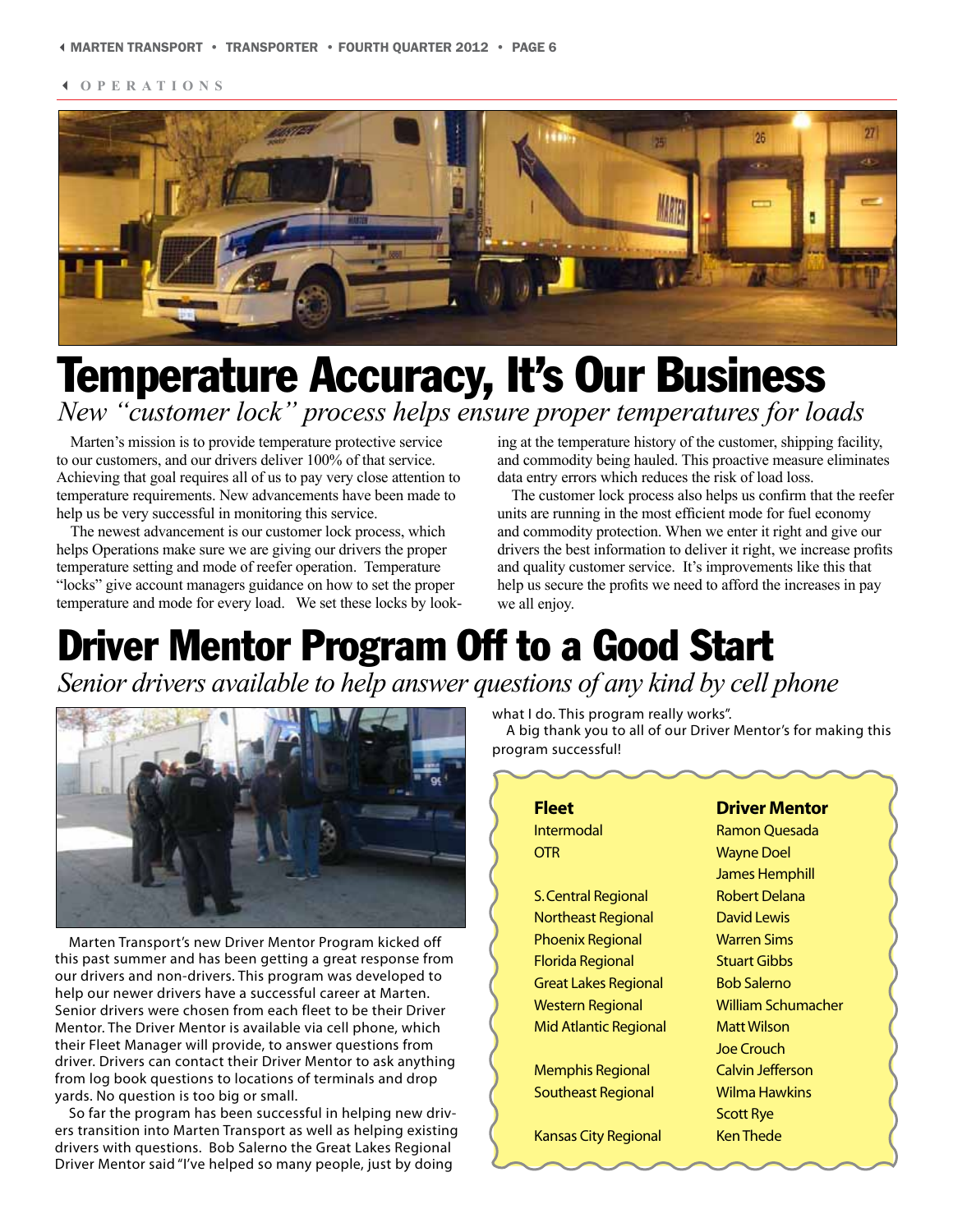OPERATIONS

# Temperature Accuracy, It's Our Business

*New "customer lock" process helps ensure proper temperatures for loads*

Marten's mission is to provide temperature protective service to our customers, and our drivers deliver 100% of that service. Achieving that goal requires all of us to pay very close attention to temperature requirements. New advancements have been made to help us be very successful in monitoring this service.

The newest advancement is our customer lock process, which helps Operations make sure we are giving our drivers the proper temperature setting and mode of reefer operation. Temperature "locks" give account managers guidance on how to set the proper temperature and mode for every load. We set these locks by looking at the temperature history of the customer, shipping facility, and commodity being hauled. This proactive measure eliminates data entry errors which reduces the risk of load loss.

The customer lock process also helps us confirm that the reefer units are running in the most efficient mode for fuel economy and commodity protection. When we enter it right and give our drivers the best information to deliver it right, we increase profits and quality customer service. It's improvements like this that help us secure the profits we need to afford the increases in pay we all enjoy.

# Driver Mentor Program Off to a Good Start

*Senior drivers available to help answer questions of any kind by cell phone*

Marten Transport's new Driver Mentor Program kicked off this past summer and has been getting a great response from our drivers and non-drivers. This program was developed to help our newer drivers have a successful career at Marten. Senior drivers were chosen from each fleet to be their Driver Mentor. The Driver Mentor is available via cell phone, which their Fleet Manager will provide, to answer questions from driver. Drivers can contact their Driver Mentor to ask anything from log book questions to locations of terminals and drop yards. No question is too big or small.

So far the program has been successful in helping new drivers transition into Marten Transport as well as helping existing drivers with questions. Bob Salerno the Great Lakes Regional Driver Mentor said "I've helped so many people, just by doing what I do. This program really works".

A big thank you to all of our Driver Mentor's for making this program successful!

| Fleet | Driver Mentor |
|---|---|
| Intermodal | Ramon Quesada |
| OTR | Wayne Doel |
| | James Hemphill |
| S. Central Regional | Robert Delana |
| Northeast Regional | David Lewis |
| Phoenix Regional | Warren Sims |
| Florida Regional | Stuart Gibbs |
| Great Lakes Regional | Bob Salerno |
| Western Regional | William Schumacher |
| Mid Atlantic Regional | Matt Wilson |
| | Joe Crouch |
| Memphis Regional | Calvin Jefferson |
| Southeast Regional | Wilma Hawkins |
| | Scott Rye |
| Kansas City Regional | Ken Thede |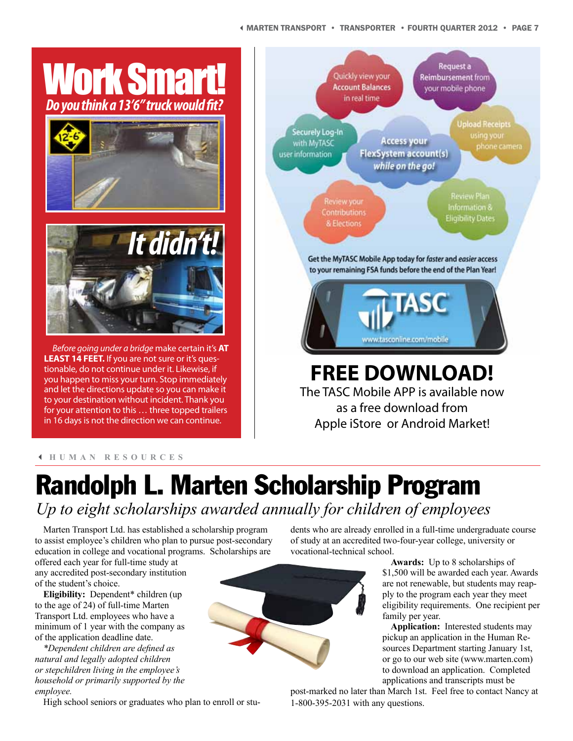# Work Smart!

*Do you think a 13'6" truck would fit?*

*It didn't!*

*Before going under a bridge* make certain it's **AT LEAST 14 FEET.** If you are not sure or it's questionable, do not continue under it. Likewise, if you happen to miss your turn. Stop immediately and let the directions update so you can make it to your destination without incident. Thank you for your attention to this … three topped trailers in 16 days is not the direction we can continue.

Quickly view your **Account Balances** in real time

Request a **Reimbursement** from your mobile phone

Securely Log-In with MyTASC user information

**Access your FlexSystem account(s)** ***while on the go!***

Upload Receipts using your phone camera

Review your Contributions & Elections

Review Plan Information & Eligibility Dates

Get the MyTASC Mobile App today for *faster* and *easier* access to your remaining FSA funds before the end of the Plan Year!

TASC

www.tasconline.com/mobile

## FREE DOWNLOAD!

The TASC Mobile APP is available now as a free download from Apple iStore or Android Market!

HUMAN RESOURCES

# Randolph L. Marten Scholarship Program

*Up to eight scholarships awarded annually for children of employees*

Marten Transport Ltd. has established a scholarship program to assist employee's children who plan to pursue post-secondary education in college and vocational programs. Scholarships are offered each year for full-time study at any accredited post-secondary institution of the student's choice.

**Eligibility:** Dependent* children (up to the age of 24) of full-time Marten Transport Ltd. employees who have a minimum of 1 year with the company as of the application deadline date.

*\*Dependent children are defined as natural and legally adopted children or stepchildren living in the employee's household or primarily supported by the employee.*

High school seniors or graduates who plan to enroll or students who are already enrolled in a full-time undergraduate course of study at an accredited two-four-year college, university or vocational-technical school.

**Awards:** Up to 8 scholarships of $1,500 will be awarded each year. Awards are not renewable, but students may reapply to the program each year they meet eligibility requirements. One recipient per family per year.

**Application:** Interested students may pickup an application in the Human Resources Department starting January 1st, or go to our web site (www.marten.com) to download an application. Completed applications and transcripts must be post-marked no later than March 1st. Feel free to contact Nancy at 1-800-395-2031 with any questions.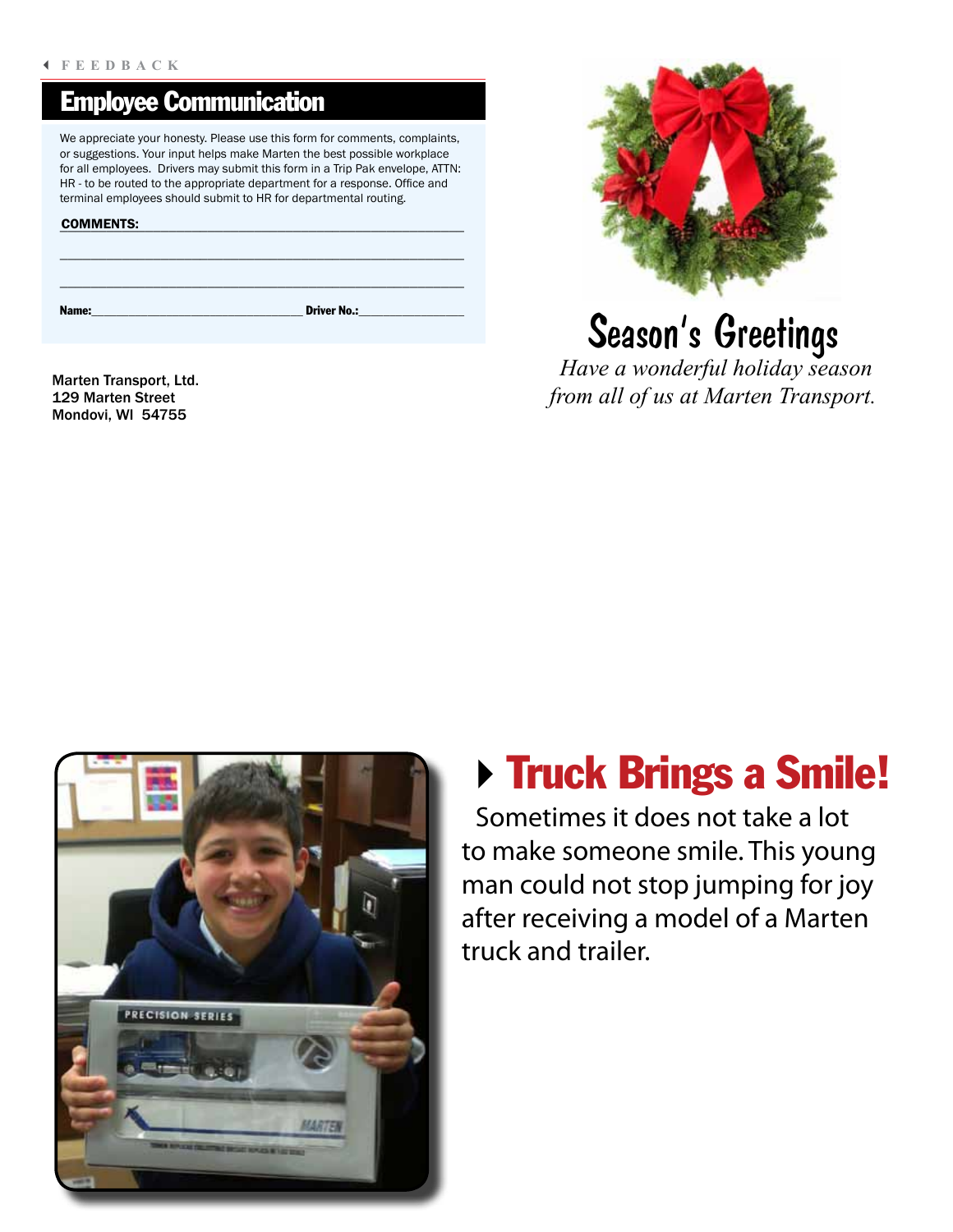FEEDBACK

## Employee Communication

We appreciate your honesty. Please use this form for comments, complaints, or suggestions. Your input helps make Marten the best possible workplace for all employees. Drivers may submit this form in a Trip Pak envelope, ATTN: HR - to be routed to the appropriate department for a response. Office and terminal employees should submit to HR for departmental routing.

**COMMENTS:**\_\_\_\_\_\_\_\_\_\_\_\_\_\_\_\_\_\_\_\_\_\_\_\_\_\_\_\_\_\_\_\_\_\_\_\_\_\_\_\_

\_\_\_\_\_\_\_\_\_\_\_\_\_\_\_\_\_\_\_\_\_\_\_\_\_\_\_\_\_\_\_\_\_\_\_\_\_\_\_\_\_\_\_\_\_\_\_\_\_\_

\_\_\_\_\_\_\_\_\_\_\_\_\_\_\_\_\_\_\_\_\_\_\_\_\_\_\_\_\_\_\_\_\_\_\_\_\_\_\_\_\_\_\_\_\_\_\_\_\_\_

**Name:**\_\_\_\_\_\_\_\_\_\_\_\_\_\_\_\_\_\_\_\_\_\_\_\_\_\_\_\_ **Driver No.:**\_\_\_\_\_\_\_\_\_\_\_\_\_\_

Marten Transport, Ltd.
129 Marten Street
Mondovi, WI 54755

## Season's Greetings

*Have a wonderful holiday season from all of us at Marten Transport.*

## Truck Brings a Smile!

Sometimes it does not take a lot to make someone smile. This young man could not stop jumping for joy after receiving a model of a Marten truck and trailer.